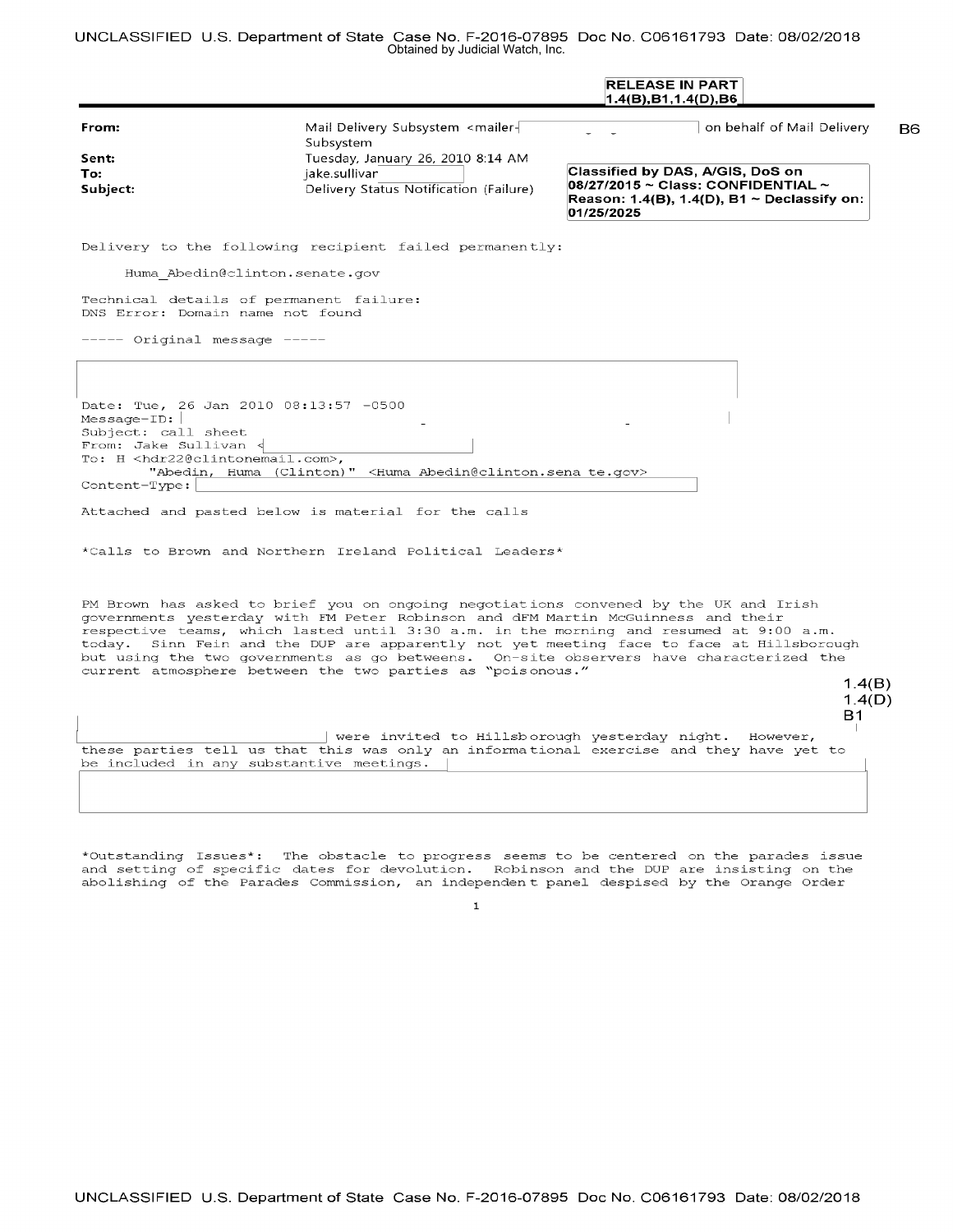RELEASE IN PART
1.4(B),B1,1.4(D),B6

| | |
|---|---|
| **From:** | Mail Delivery Subsystem <mailer- on behalf of Mail Delivery Subsystem |
| **Sent:** | Tuesday, January 26, 2010 8:14 AM |
| **To:** | jake.sullivar |
| **Subject:** | Delivery Status Notification (Failure) |

B6

**Classified by DAS, A/GIS, DoS on 08/27/2015 ~ Class: CONFIDENTIAL ~ Reason: 1.4(B), 1.4(D), B1 ~ Declassify on: 01/25/2025**

Delivery to the following recipient failed permanently:

Huma_Abedin@clinton.senate.gov

Technical details of permanent failure:
DNS Error: Domain name not found

----- Original message -----

Date: Tue, 26 Jan 2010 08:13:57 -0500
Message-ID:
Subject: call sheet
From: Jake Sullivan <
To: H <hdr22@clintonemail.com>,
"Abedin, Huma (Clinton)" <Huma_Abedin@clinton.sena te.gov>
Content-Type:

Attached and pasted below is material for the calls

*Calls to Brown and Northern Ireland Political Leaders*

PM Brown has asked to brief you on ongoing negotiations convened by the UK and Irish governments yesterday with FM Peter Robinson and dFM Martin McGuinness and their respective teams, which lasted until 3:30 a.m. in the morning and resumed at 9:00 a.m. today. Sinn Fein and the DUP are apparently not yet meeting face to face at Hillsborough but using the two governments as go betweens. On-site observers have characterized the current atmosphere between the two parties as "poisonous."

1.4(B)
1.4(D)
B1

were invited to Hillsborough yesterday night. However, these parties tell us that this was only an informational exercise and they have yet to be included in any substantive meetings.

*Outstanding Issues*: The obstacle to progress seems to be centered on the parades issue and setting of specific dates for devolution. Robinson and the DUP are insisting on the abolishing of the Parades Commission, an independent panel despised by the Orange Order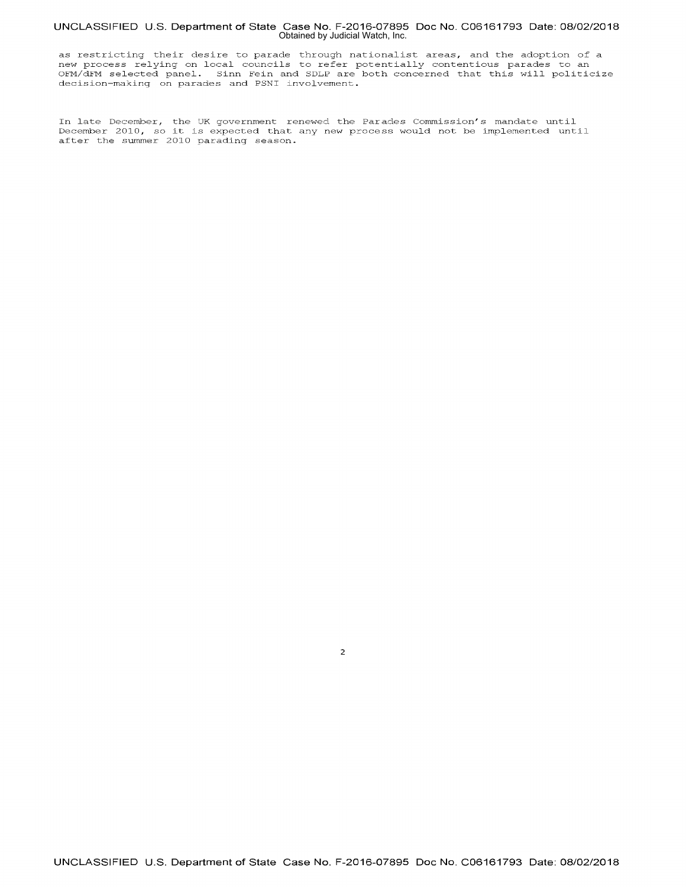as restricting their desire to parade through nationalist areas, and the adoption of a new process relying on local councils to refer potentially contentious parades to an OFM/dFM selected panel. Sinn Fein and SDLP are both concerned that this will politicize decision-making on parades and PSNI involvement.

In late December, the UK government renewed the Parades Commission's mandate until December 2010, so it is expected that any new process would not be implemented until after the summer 2010 parading season.